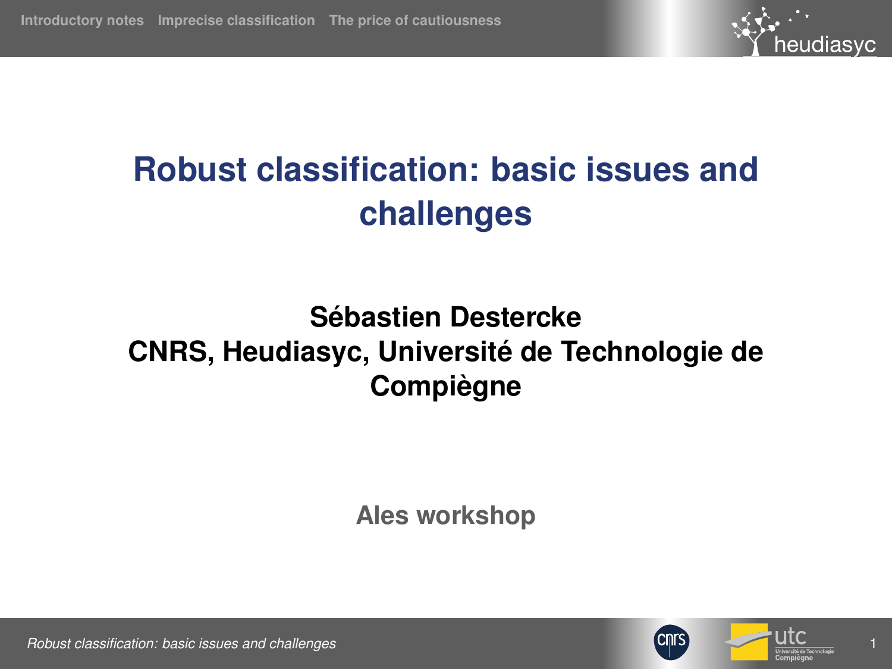# Robust classification: basic issues and challenges

**Sébastien Destercke**
**CNRS, Heudiasyc, Université de Technologie de Compiègne**

**Ales workshop**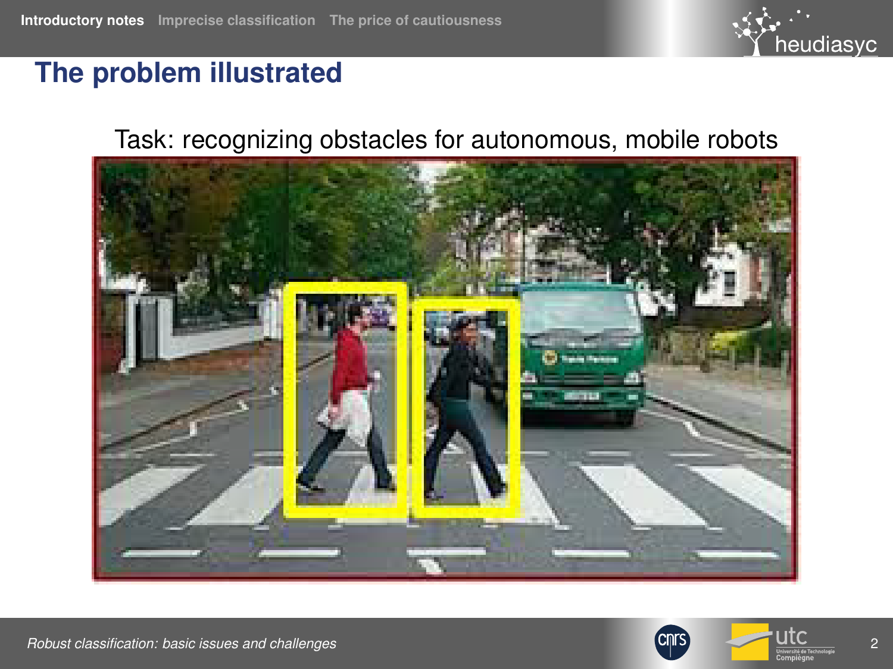## The problem illustrated

Task: recognizing obstacles for autonomous, mobile robots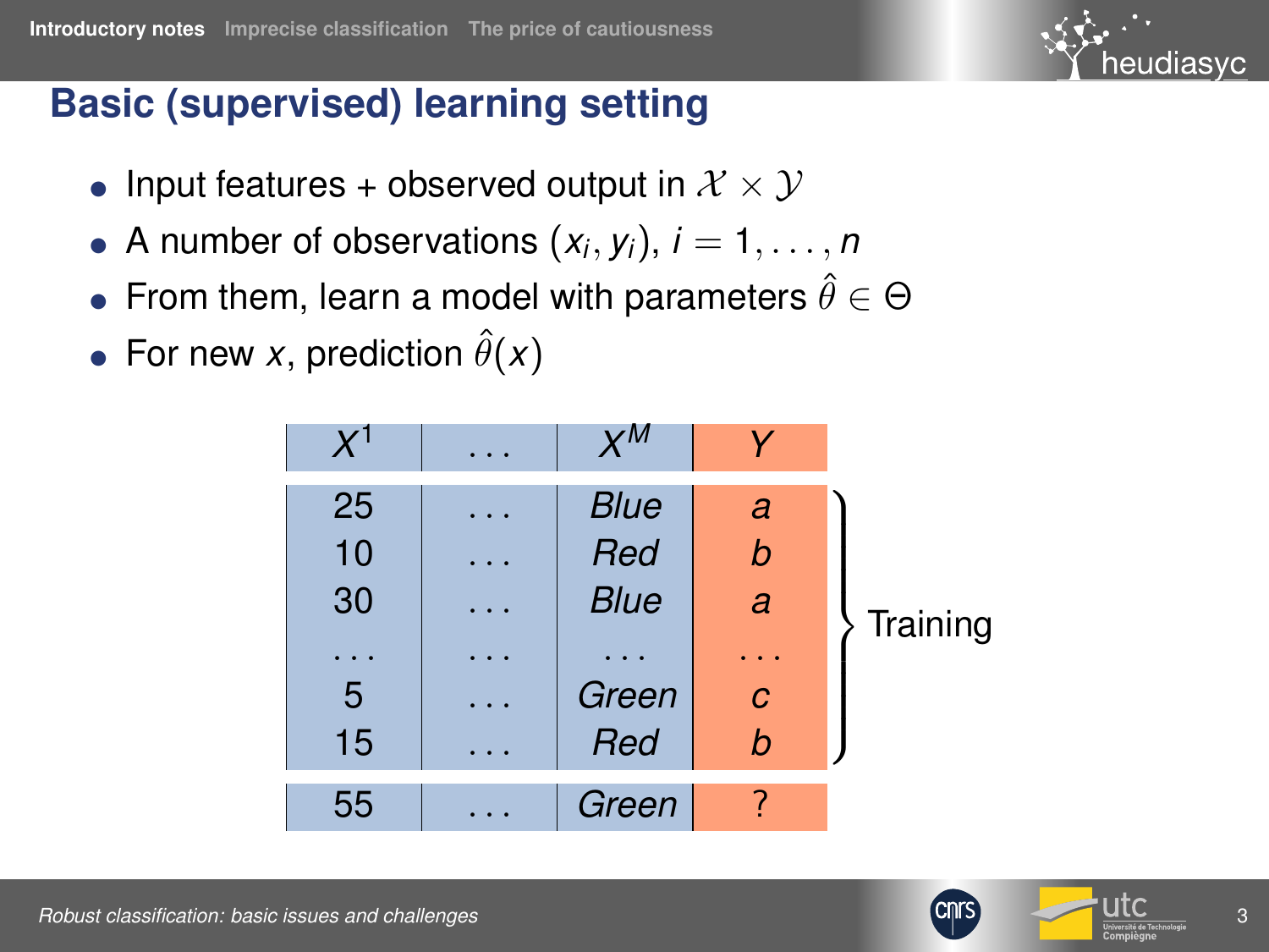## Basic (supervised) learning setting

- Input features + observed output in $\mathcal{X} \times \mathcal{Y}$
- A number of observations $(x_i, y_i)$, $i = 1, \ldots, n$
- From them, learn a model with parameters $\hat{\theta} \in \Theta$
- For new $x$, prediction $\hat{\theta}(x)$

| $X^1$ | $\ldots$ | $X^M$ | $Y$ | |
|---|---|---|---|---|
| 25 | $\ldots$ | *Blue* | *a* | Training |
| 10 | $\ldots$ | *Red* | *b* | Training |
| 30 | $\ldots$ | *Blue* | *a* | Training |
| $\ldots$ | $\ldots$ | $\ldots$ | $\ldots$ | Training |
| 5 | $\ldots$ | *Green* | *c* | Training |
| 15 | $\ldots$ | *Red* | *b* | Training |
| 55 | $\ldots$ | *Green* | ? | |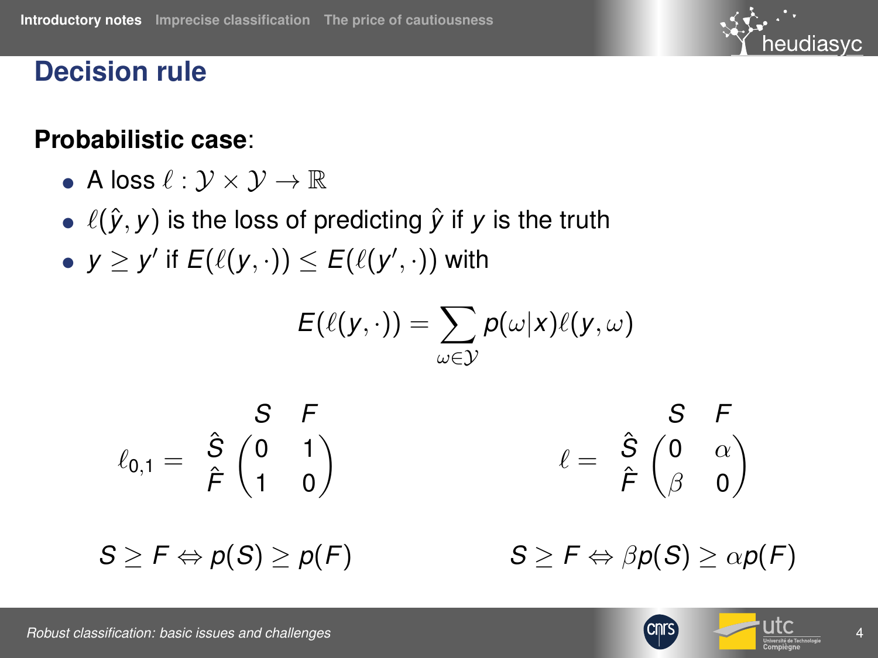## Decision rule

**Probabilistic case**:

- A loss $\ell : \mathcal{Y} \times \mathcal{Y} \to \mathbb{R}$
- $\ell(\hat{y}, y)$ is the loss of predicting $\hat{y}$ if $y$ is the truth
- $y \geq y'$ if $E(\ell(y, \cdot)) \leq E(\ell(y', \cdot))$ with

$$E(\ell(y,\cdot)) = \sum_{\omega \in \mathcal{Y}} p(\omega|x)\ell(y,\omega)$$

$$\ell_{0,1} = \begin{array}{c} \\ \hat{S} \\ \hat{F} \end{array} \begin{array}{c} \begin{array}{cc} S & F \end{array} \\ \begin{pmatrix} 0 & 1 \\ 1 & 0 \end{pmatrix} \end{array} \qquad \ell = \begin{array}{c} \\ \hat{S} \\ \hat{F} \end{array} \begin{array}{c} \begin{array}{cc} S & F \end{array} \\ \begin{pmatrix} 0 & \alpha \\ \beta & 0 \end{pmatrix} \end{array}$$

$$S \geq F \Leftrightarrow p(S) \geq p(F) \qquad S \geq F \Leftrightarrow \beta p(S) \geq \alpha p(F)$$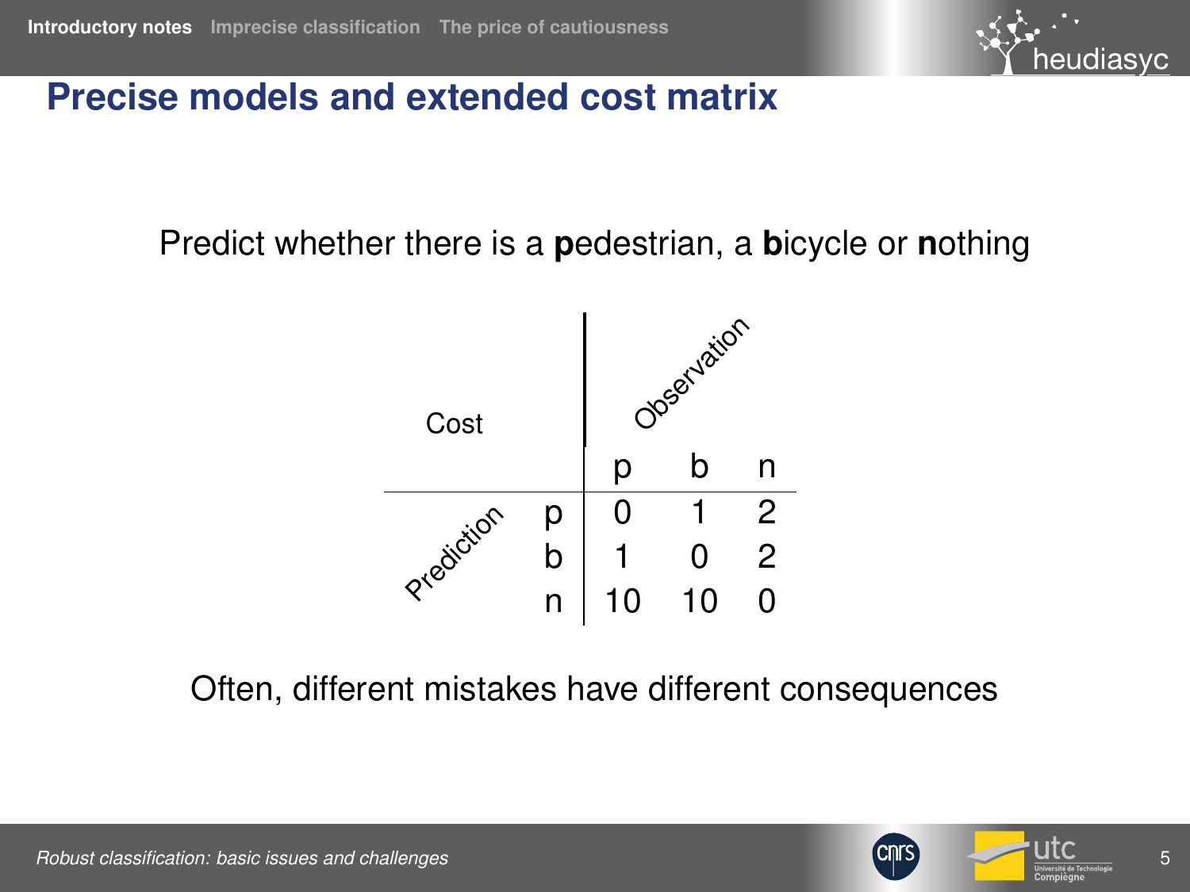## Precise models and extended cost matrix

Predict whether there is a **p**edestrian, a **b**icycle or **n**othing

| Cost (Prediction \ Observation) | p | b | n |
|---|---|---|---|
| p | 0 | 1 | 2 |
| b | 1 | 0 | 2 |
| n | 10 | 10 | 0 |

Often, different mistakes have different consequences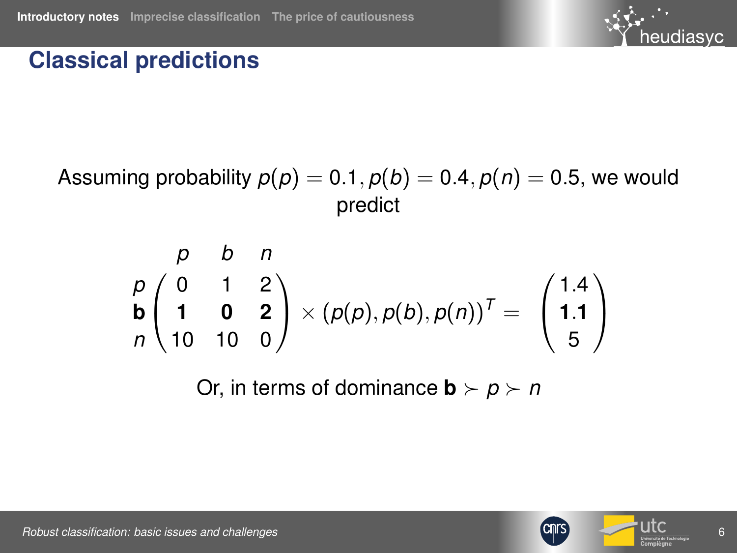# Classical predictions

Assuming probability $p(p) = 0.1, p(b) = 0.4, p(n) = 0.5$, we would predict

$$
\begin{array}{c} \\ p \\ \mathbf{b} \\ n \end{array}
\begin{array}{c}
\begin{array}{ccc} p & b & n \end{array} \\
\begin{pmatrix} 0 & 1 & 2 \\ \mathbf{1} & \mathbf{0} & \mathbf{2} \\ 10 & 10 & 0 \end{pmatrix}
\end{array}
\times (p(p), p(b), p(n))^T = \begin{pmatrix} 1.4 \\ \mathbf{1.1} \\ 5 \end{pmatrix}
$$

Or, in terms of dominance $\mathbf{b} \succ p \succ n$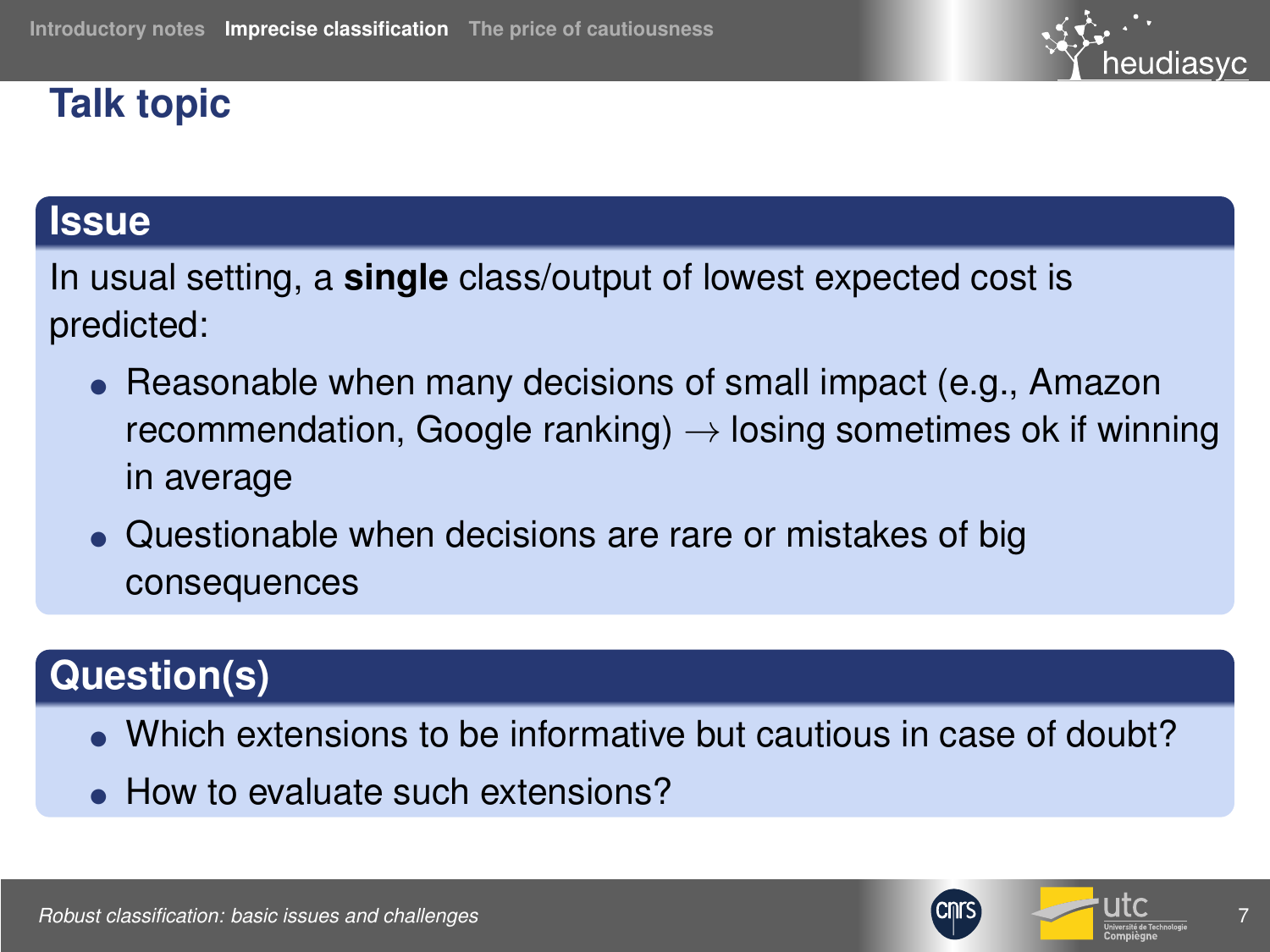# Talk topic

## Issue

In usual setting, a **single** class/output of lowest expected cost is predicted:

- Reasonable when many decisions of small impact (e.g., Amazon recommendation, Google ranking) $\rightarrow$ losing sometimes ok if winning in average
- Questionable when decisions are rare or mistakes of big consequences

## Question(s)

- Which extensions to be informative but cautious in case of doubt?
- How to evaluate such extensions?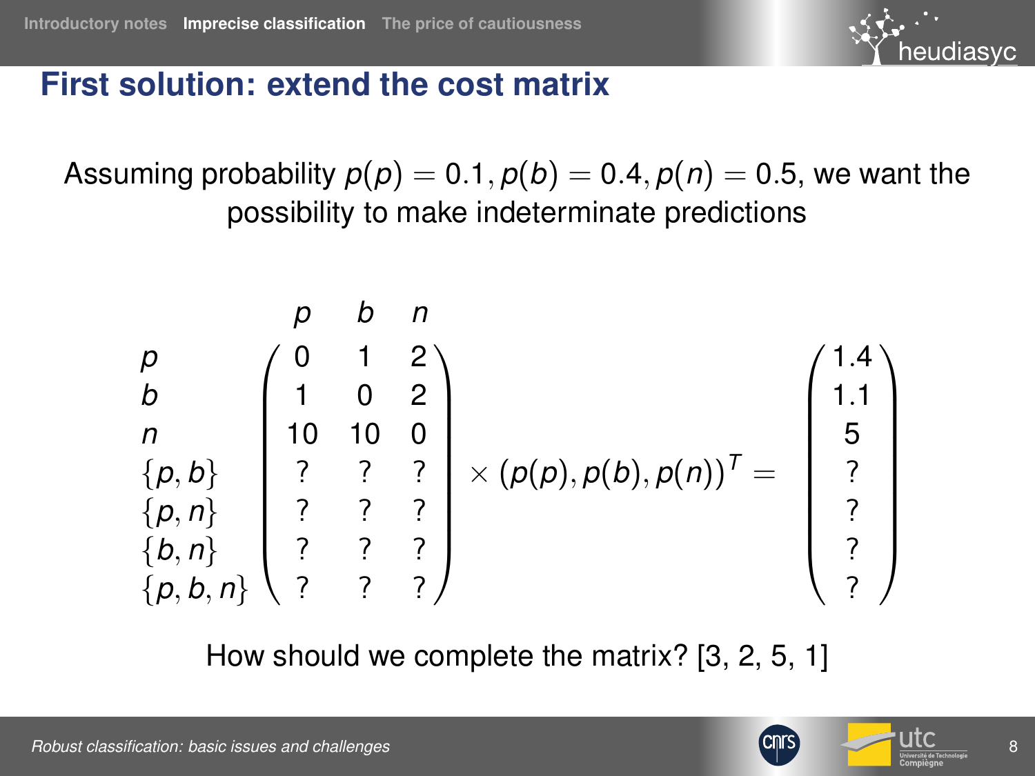## First solution: extend the cost matrix

Assuming probability $p(p) = 0.1, p(b) = 0.4, p(n) = 0.5$, we want the possibility to make indeterminate predictions

$$
\begin{array}{l}
\\
p \\
b \\
n \\
\{p,b\} \\
\{p,n\} \\
\{b,n\} \\
\{p,b,n\}
\end{array}
\begin{array}{c}
\begin{array}{ccc} p & b & n \end{array} \\
\begin{pmatrix}
0 & 1 & 2 \\
1 & 0 & 2 \\
10 & 10 & 0 \\
? & ? & ? \\
? & ? & ? \\
? & ? & ? \\
? & ? & ?
\end{pmatrix}
\end{array}
\times (p(p), p(b), p(n))^T =
\begin{pmatrix}
1.4 \\
1.1 \\
5 \\
? \\
? \\
? \\
?
\end{pmatrix}
$$

How should we complete the matrix? [3, 2, 5, 1]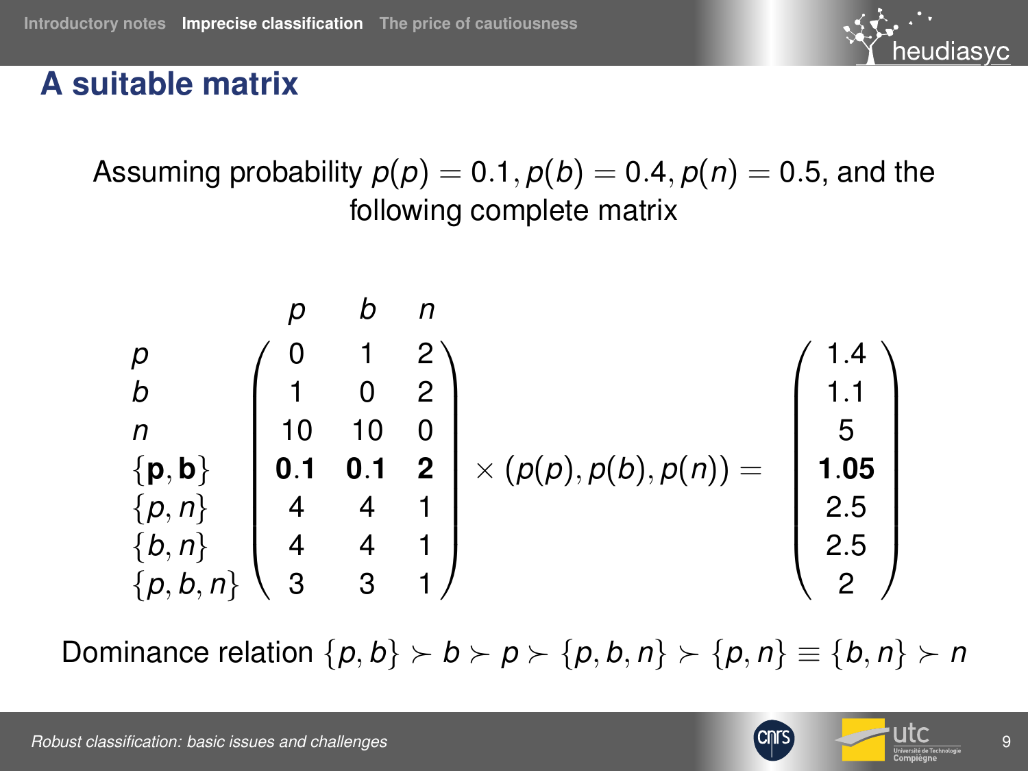## A suitable matrix

Assuming probability $p(p) = 0.1, p(b) = 0.4, p(n) = 0.5$, and the following complete matrix

$$
\begin{array}{l}
p \\ b \\ n \\ \{\mathbf{p},\mathbf{b}\} \\ \{p,n\} \\ \{b,n\} \\ \{p,b,n\}
\end{array}
\overset{\begin{array}{ccc} p & b & n \end{array}}{\begin{pmatrix}
0 & 1 & 2 \\
1 & 0 & 2 \\
10 & 10 & 0 \\
\mathbf{0.1} & \mathbf{0.1} & \mathbf{2} \\
4 & 4 & 1 \\
4 & 4 & 1 \\
3 & 3 & 1
\end{pmatrix}}
\times (p(p), p(b), p(n)) =
\begin{pmatrix}
1.4 \\ 1.1 \\ 5 \\ \mathbf{1.05} \\ 2.5 \\ 2.5 \\ 2
\end{pmatrix}
$$

Dominance relation $\{p,b\} \succ b \succ p \succ \{p,b,n\} \succ \{p,n\} \equiv \{b,n\} \succ n$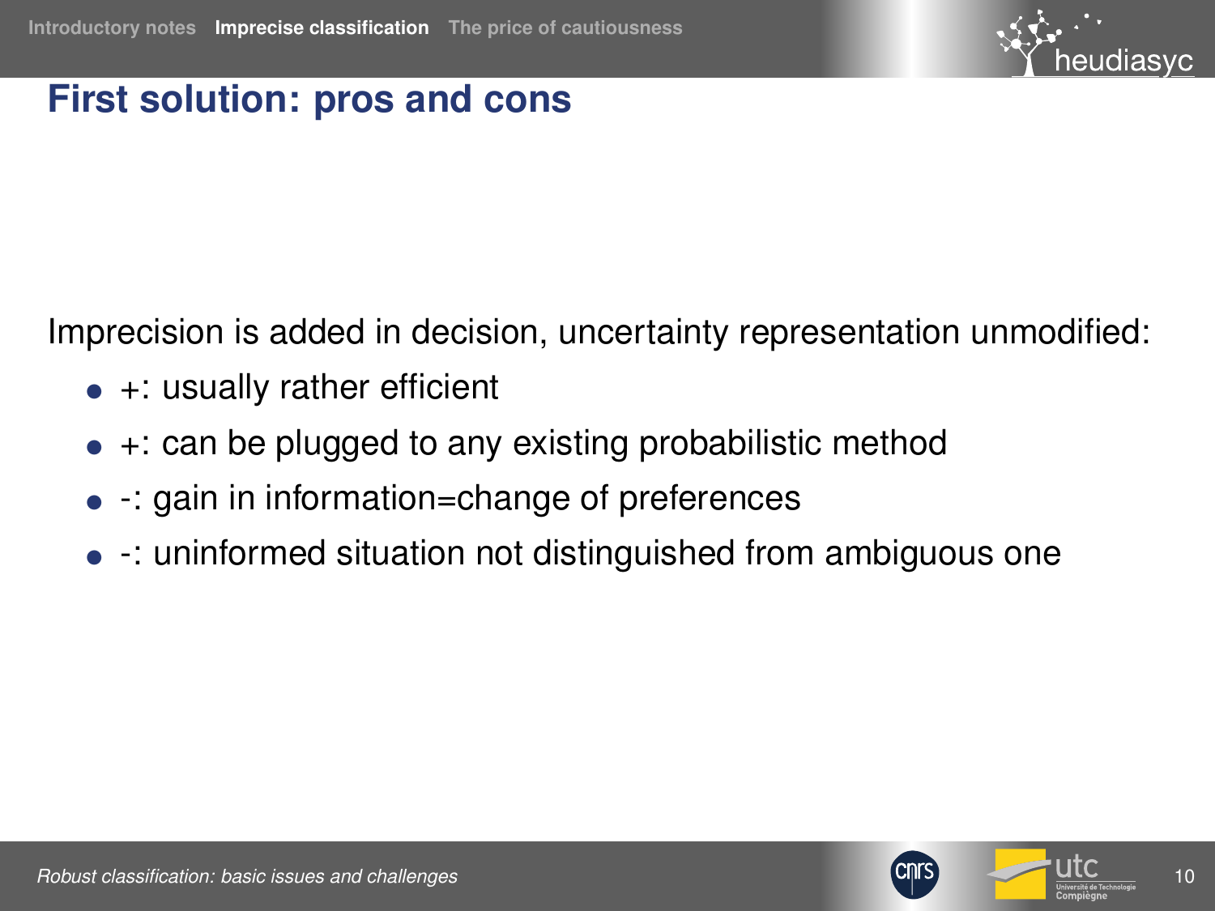## First solution: pros and cons

Imprecision is added in decision, uncertainty representation unmodified:

- +: usually rather efficient
- +: can be plugged to any existing probabilistic method
- -: gain in information=change of preferences
- -: uninformed situation not distinguished from ambiguous one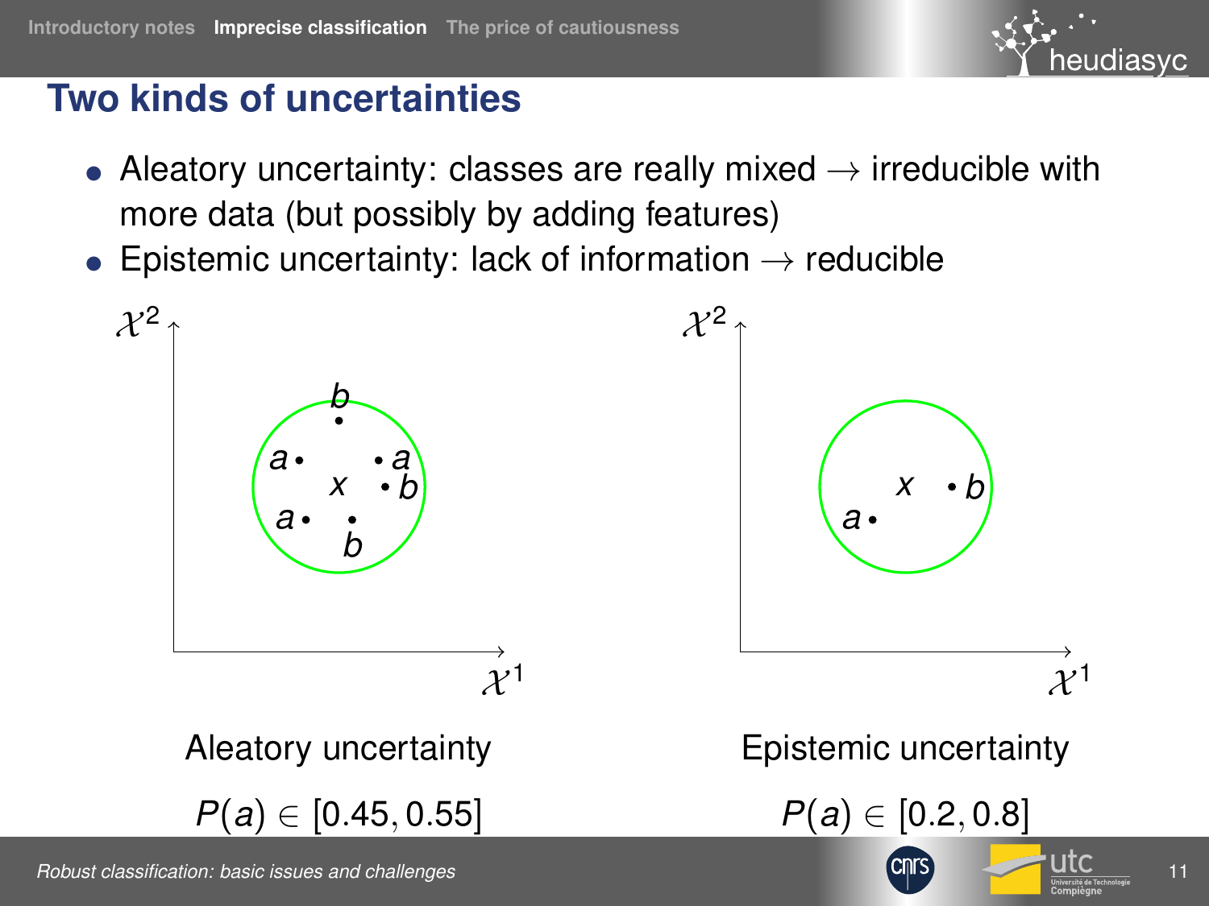## Two kinds of uncertainties

- Aleatory uncertainty: classes are really mixed → irreducible with more data (but possibly by adding features)
- Epistemic uncertainty: lack of information → reducible

Aleatory uncertainty

$P(a) \in [0.45, 0.55]$

Epistemic uncertainty

$P(a) \in [0.2, 0.8]$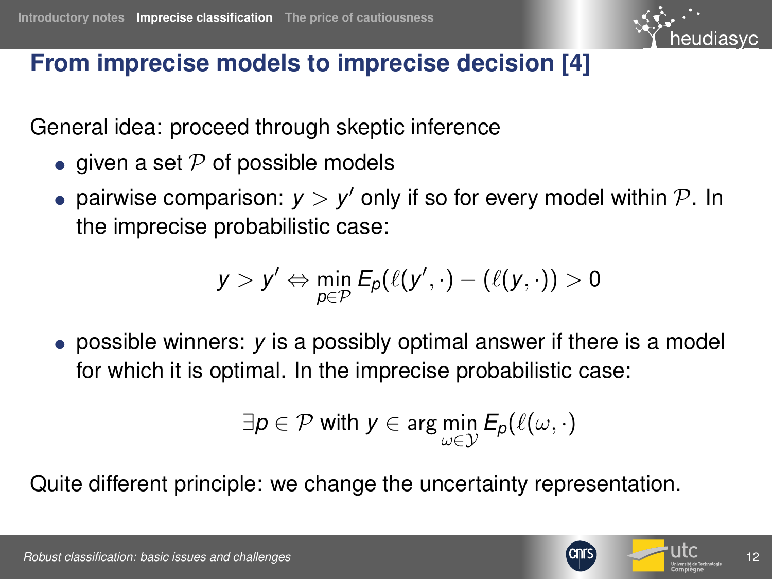## From imprecise models to imprecise decision [4]

General idea: proceed through skeptic inference

- given a set $\mathcal{P}$ of possible models
- pairwise comparison: $y > y'$ only if so for every model within $\mathcal{P}$. In the imprecise probabilistic case:

$$y > y' \Leftrightarrow \min_{p \in \mathcal{P}} E_p(\ell(y', \cdot) - (\ell(y, \cdot)) > 0$$

- possible winners: $y$ is a possibly optimal answer if there is a model for which it is optimal. In the imprecise probabilistic case:

$$\exists p \in \mathcal{P} \text{ with } y \in \arg\min_{\omega \in \mathcal{Y}} E_p(\ell(\omega, \cdot)$$

Quite different principle: we change the uncertainty representation.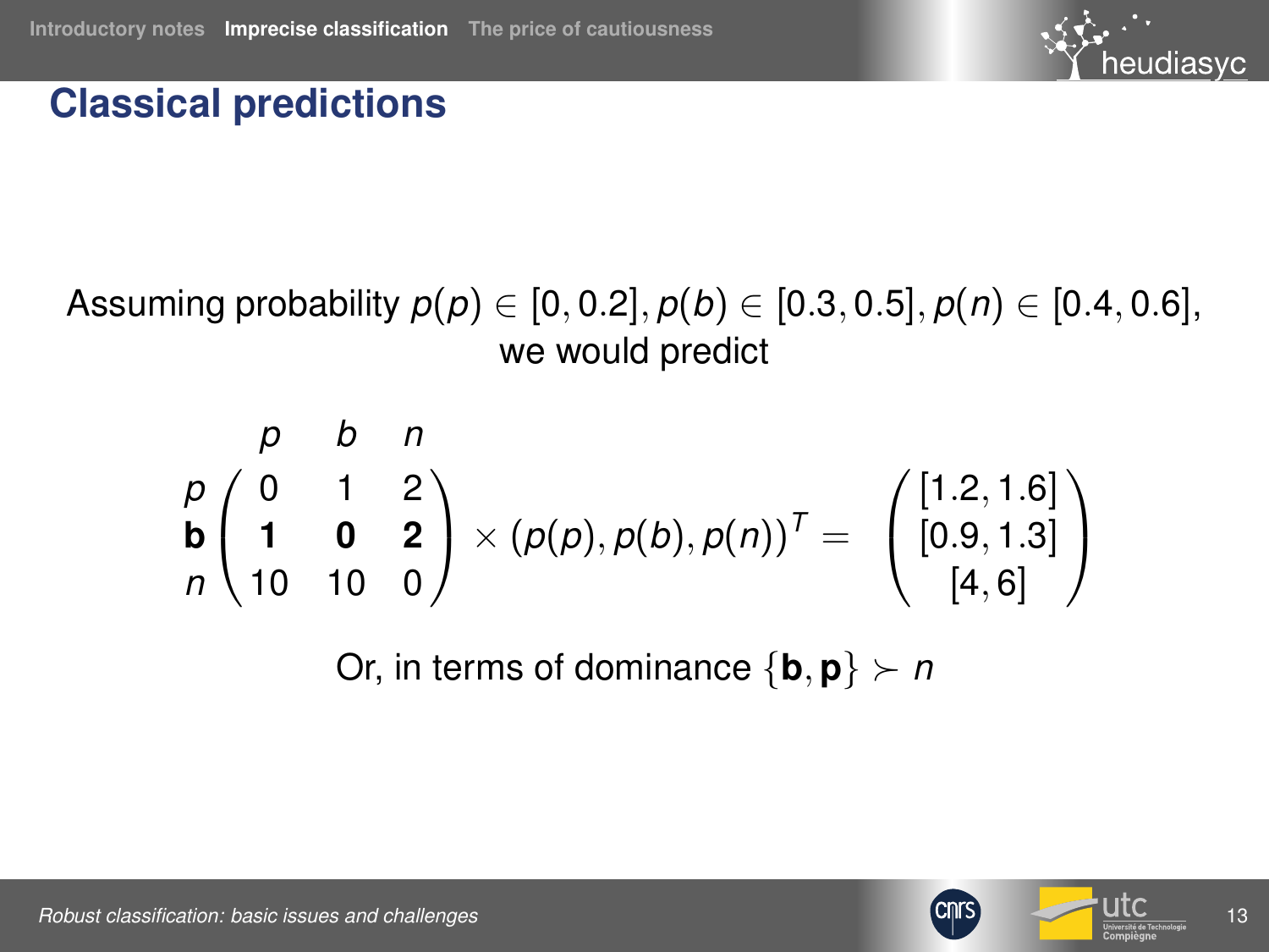# Classical predictions

Assuming probability $p(p) \in [0, 0.2], p(b) \in [0.3, 0.5], p(n) \in [0.4, 0.6]$, we would predict

$$
\begin{array}{c} \\ p \\ \mathbf{b} \\ n \end{array}
\begin{array}{c}
\begin{array}{ccc} p & b & n \end{array} \\
\begin{pmatrix} 0 & 1 & 2 \\ \mathbf{1} & \mathbf{0} & \mathbf{2} \\ 10 & 10 & 0 \end{pmatrix}
\end{array}
\times (p(p), p(b), p(n))^T = \begin{pmatrix} [1.2, 1.6] \\ [0.9, 1.3] \\ [4, 6] \end{pmatrix}
$$

Or, in terms of dominance $\{\mathbf{b}, \mathbf{p}\} \succ n$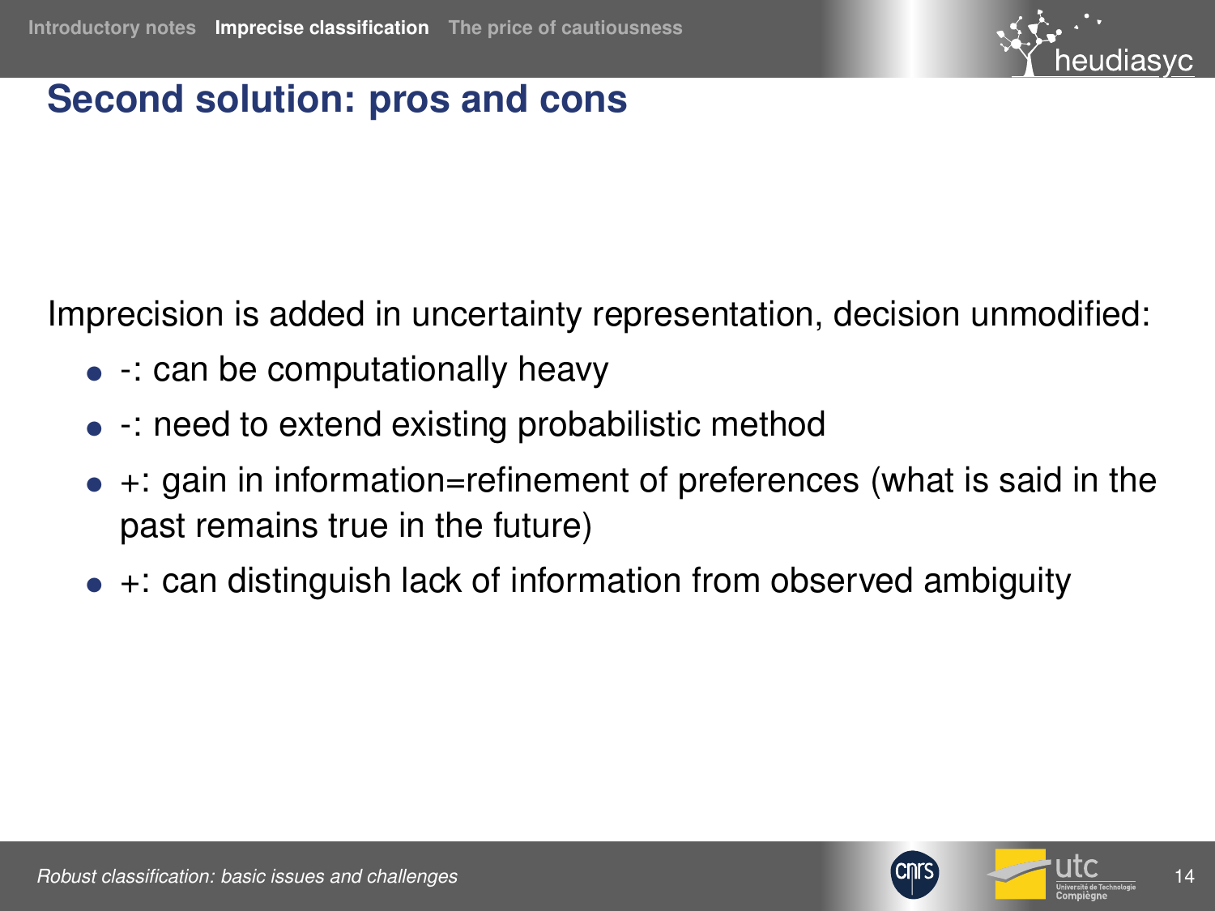# Second solution: pros and cons

Imprecision is added in uncertainty representation, decision unmodified:

- -: can be computationally heavy
- -: need to extend existing probabilistic method
- +: gain in information=refinement of preferences (what is said in the past remains true in the future)
- +: can distinguish lack of information from observed ambiguity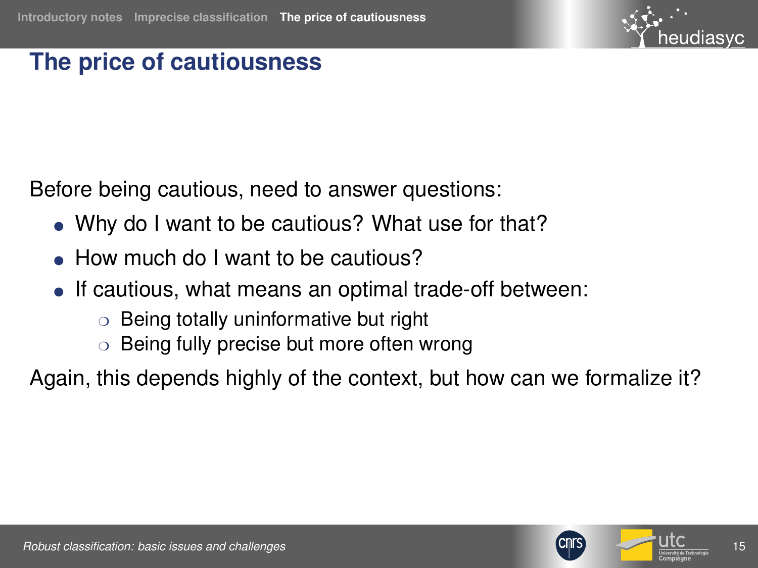## The price of cautiousness

Before being cautious, need to answer questions:

- Why do I want to be cautious? What use for that?
- How much do I want to be cautious?
- If cautious, what means an optimal trade-off between:
  - Being totally uninformative but right
  - Being fully precise but more often wrong

Again, this depends highly of the context, but how can we formalize it?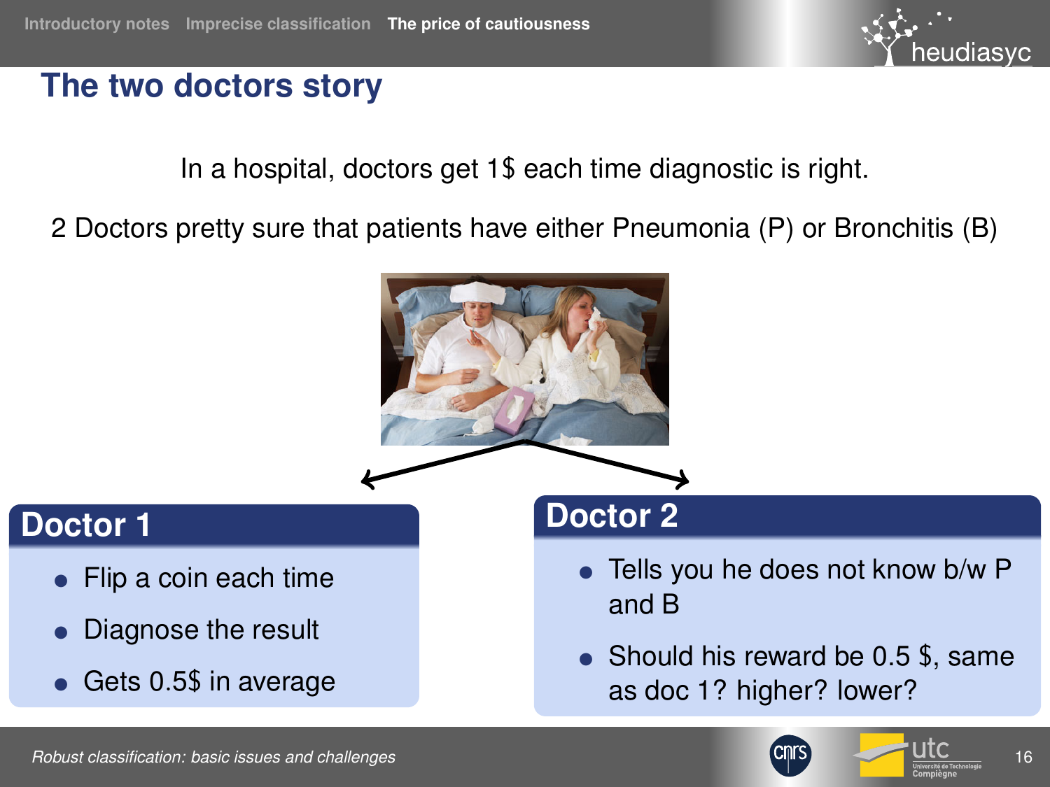## The two doctors story

In a hospital, doctors get 1$ each time diagnostic is right.

2 Doctors pretty sure that patients have either Pneumonia (P) or Bronchitis (B)

### Doctor 1

- Flip a coin each time
- Diagnose the result
- Gets 0.5$ in average

### Doctor 2

- Tells you he does not know b/w P and B
- Should his reward be 0.5 $, same as doc 1? higher? lower?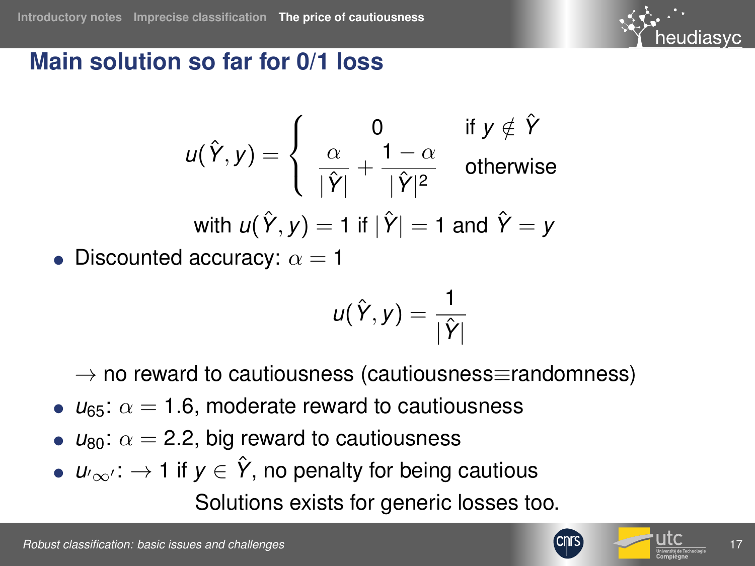## Main solution so far for 0/1 loss

$$u(\hat{Y}, y) = \begin{cases} 0 & \text{if } y \notin \hat{Y} \\ \dfrac{\alpha}{|\hat{Y}|} + \dfrac{1-\alpha}{|\hat{Y}|^2} & \text{otherwise} \end{cases}$$

with $u(\hat{Y}, y) = 1$ if $|\hat{Y}| = 1$ and $\hat{Y} = y$

- Discounted accuracy: $\alpha = 1$

$$u(\hat{Y}, y) = \frac{1}{|\hat{Y}|}$$

  $\rightarrow$ no reward to cautiousness (cautiousness$\equiv$randomness)

- $u_{65}$: $\alpha = 1.6$, moderate reward to cautiousness
- $u_{80}$: $\alpha = 2.2$, big reward to cautiousness
- $u_{'\infty'}$: $\rightarrow 1$ if $y \in \hat{Y}$, no penalty for being cautious

Solutions exists for generic losses too.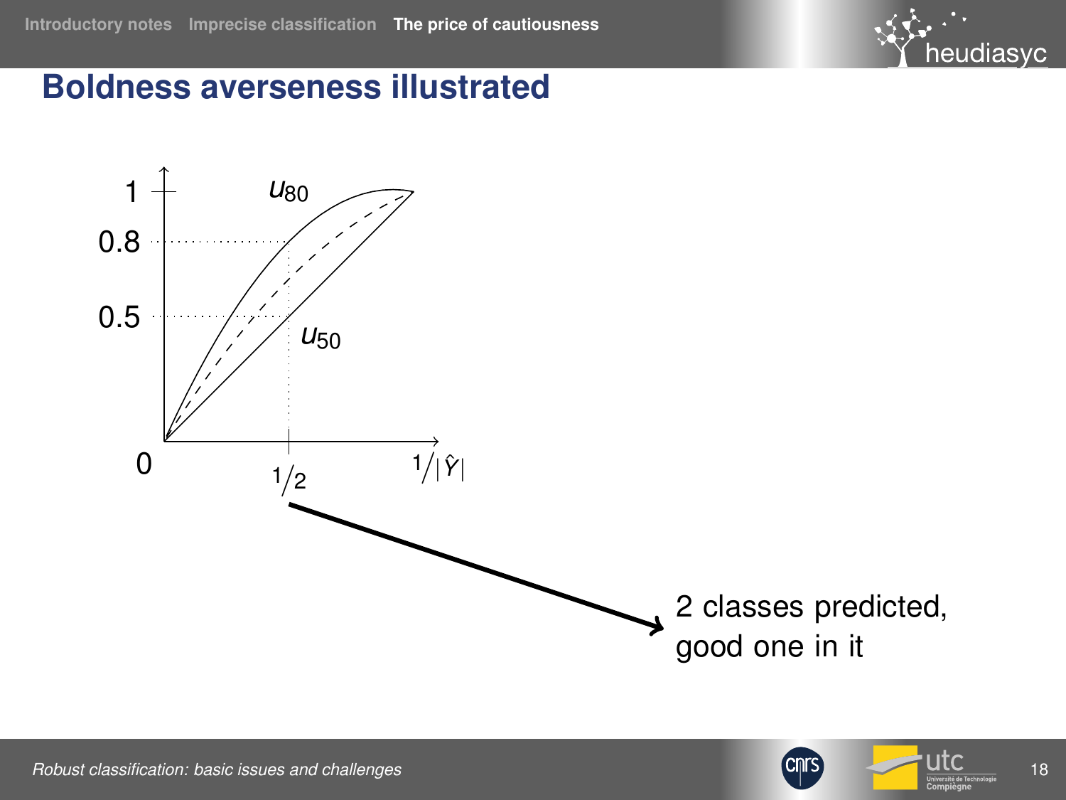# Boldness averseness illustrated

1

$u_{80}$

0.8

0.5

$u_{50}$

0

$1/2$

$1/|\hat{Y}|$

2 classes predicted, good one in it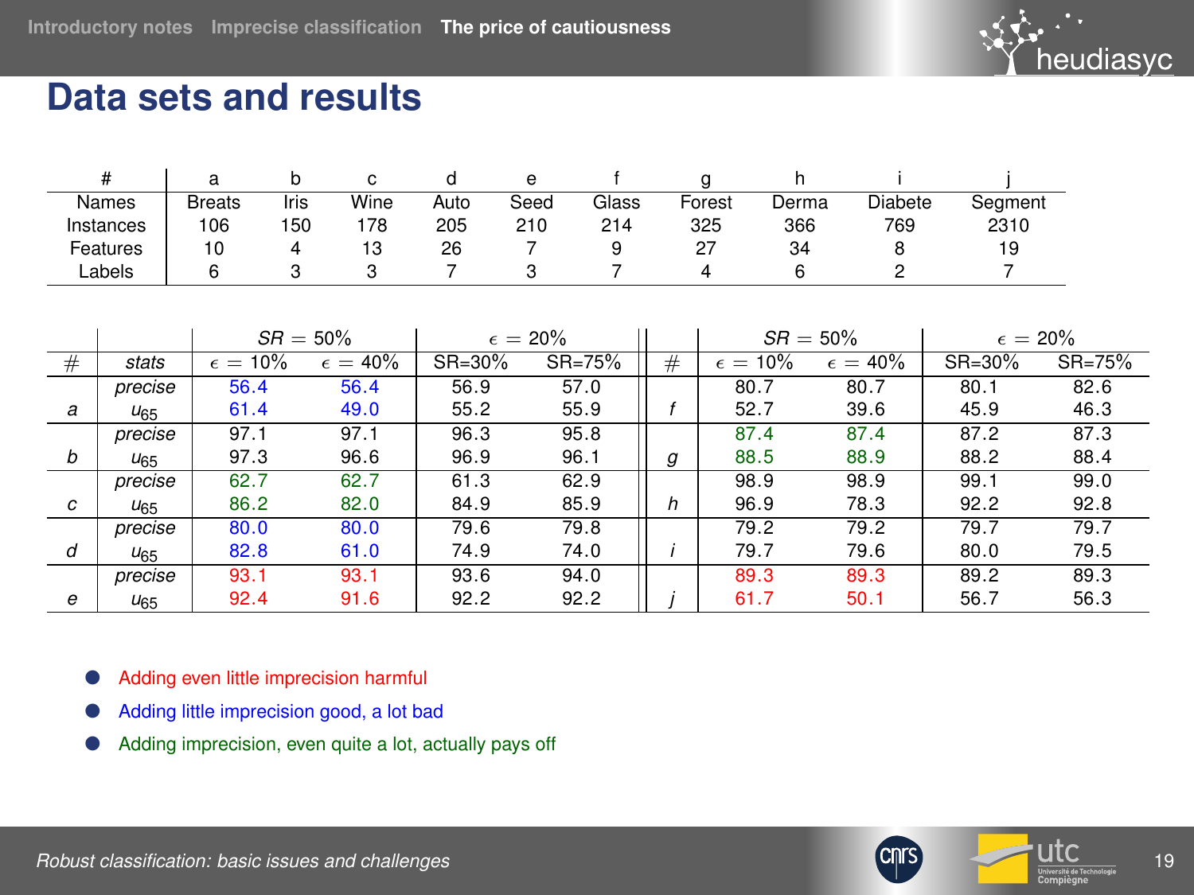# Data sets and results

| # | a | b | c | d | e | f | g | h | i | j |
|---|---|---|---|---|---|---|---|---|---|---|
| Names | Breats | Iris | Wine | Auto | Seed | Glass | Forest | Derma | Diabete | Segment |
| Instances | 106 | 150 | 178 | 205 | 210 | 214 | 325 | 366 | 769 | 2310 |
| Features | 10 | 4 | 13 | 26 | 7 | 9 | 27 | 34 | 8 | 19 |
| Labels | 6 | 3 | 3 | 7 | 3 | 7 | 4 | 6 | 2 | 7 |

| | | $SR = 50\%$ | | $\epsilon = 20\%$ | | | $SR = 50\%$ | | $\epsilon = 20\%$ | |
|---|---|---|---|---|---|---|---|---|---|---|
| # | *stats* | $\epsilon = 10\%$ | $\epsilon = 40\%$ | SR=30% | SR=75% | # | $\epsilon = 10\%$ | $\epsilon = 40\%$ | SR=30% | SR=75% |
| *a* | *precise* | 56.4 | 56.4 | 56.9 | 57.0 | *f* | 80.7 | 80.7 | 80.1 | 82.6 |
| | $u_{65}$ | 61.4 | 49.0 | 55.2 | 55.9 | | 52.7 | 39.6 | 45.9 | 46.3 |
| *b* | *precise* | 97.1 | 97.1 | 96.3 | 95.8 | *g* | 87.4 | 87.4 | 87.2 | 87.3 |
| | $u_{65}$ | 97.3 | 96.6 | 96.9 | 96.1 | | 88.5 | 88.9 | 88.2 | 88.4 |
| *c* | *precise* | 62.7 | 62.7 | 61.3 | 62.9 | *h* | 98.9 | 98.9 | 99.1 | 99.0 |
| | $u_{65}$ | 86.2 | 82.0 | 84.9 | 85.9 | | 96.9 | 78.3 | 92.2 | 92.8 |
| *d* | *precise* | 80.0 | 80.0 | 79.6 | 79.8 | *i* | 79.2 | 79.2 | 79.7 | 79.7 |
| | $u_{65}$ | 82.8 | 61.0 | 74.9 | 74.0 | | 79.7 | 79.6 | 80.0 | 79.5 |
| *e* | *precise* | 93.1 | 93.1 | 93.6 | 94.0 | *j* | 89.3 | 89.3 | 89.2 | 89.3 |
| | $u_{65}$ | 92.4 | 91.6 | 92.2 | 92.2 | | 61.7 | 50.1 | 56.7 | 56.3 |

- Adding even little imprecision harmful
- Adding little imprecision good, a lot bad
- Adding imprecision, even quite a lot, actually pays off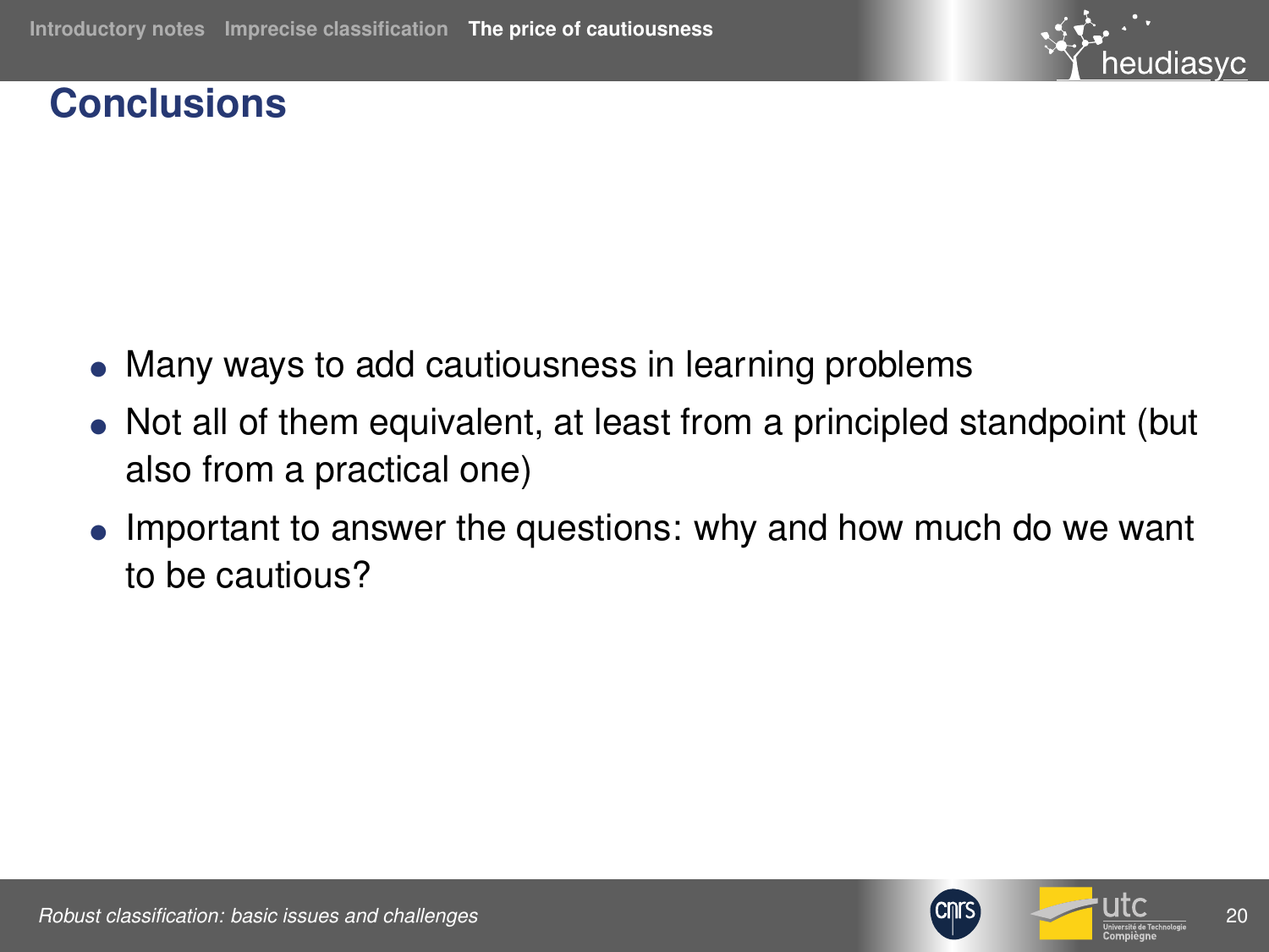## Conclusions

- Many ways to add cautiousness in learning problems
- Not all of them equivalent, at least from a principled standpoint (but also from a practical one)
- Important to answer the questions: why and how much do we want to be cautious?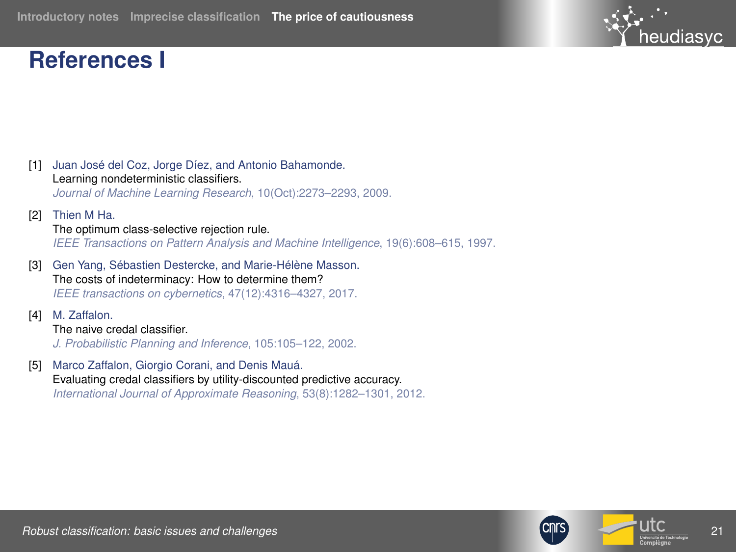# References I

[1] Juan José del Coz, Jorge Díez, and Antonio Bahamonde.
Learning nondeterministic classifiers.
*Journal of Machine Learning Research*, 10(Oct):2273–2293, 2009.

[2] Thien M Ha.
The optimum class-selective rejection rule.
*IEEE Transactions on Pattern Analysis and Machine Intelligence*, 19(6):608–615, 1997.

[3] Gen Yang, Sébastien Destercke, and Marie-Hélène Masson.
The costs of indeterminacy: How to determine them?
*IEEE transactions on cybernetics*, 47(12):4316–4327, 2017.

[4] M. Zaffalon.
The naive credal classifier.
*J. Probabilistic Planning and Inference*, 105:105–122, 2002.

[5] Marco Zaffalon, Giorgio Corani, and Denis Mauá.
Evaluating credal classifiers by utility-discounted predictive accuracy.
*International Journal of Approximate Reasoning*, 53(8):1282–1301, 2012.